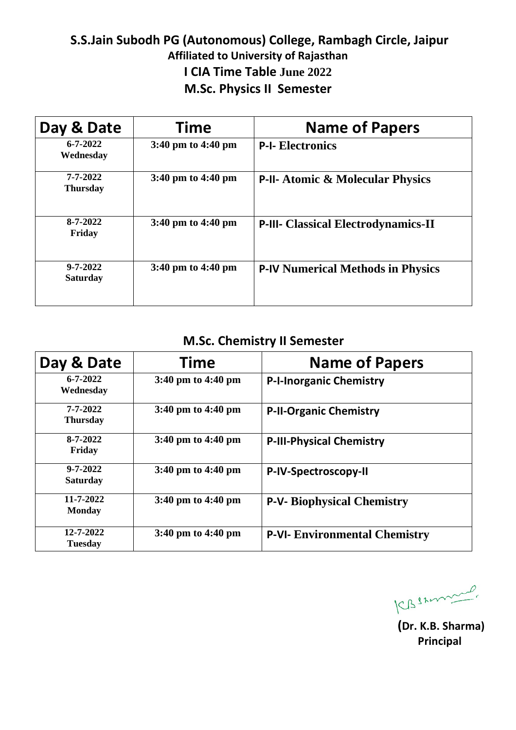# S.S.Jain Subodh PG (Autonomous) College, Rambagh Circle, Jaipur

### Affiliated to University of Rajasthan

## I CIA Time Table June 2022

## M.Sc. Physics II Semester

| Day & Date | Time | Name of Papers |
|---|---|---|
| 6-7-2022 Wednesday | 3:40 pm to 4:40 pm | P-I- Electronics |
| 7-7-2022 Thursday | 3:40 pm to 4:40 pm | P-II- Atomic & Molecular Physics |
| 8-7-2022 Friday | 3:40 pm to 4:40 pm | P-III- Classical Electrodynamics-II |
| 9-7-2022 Saturday | 3:40 pm to 4:40 pm | P-IV Numerical Methods in Physics |

## M.Sc. Chemistry II Semester

| Day & Date | Time | Name of Papers |
|---|---|---|
| 6-7-2022 Wednesday | 3:40 pm to 4:40 pm | P-I-Inorganic Chemistry |
| 7-7-2022 Thursday | 3:40 pm to 4:40 pm | P-II-Organic Chemistry |
| 8-7-2022 Friday | 3:40 pm to 4:40 pm | P-III-Physical Chemistry |
| 9-7-2022 Saturday | 3:40 pm to 4:40 pm | P-IV-Spectroscopy-II |
| 11-7-2022 Monday | 3:40 pm to 4:40 pm | P-V- Biophysical Chemistry |
| 12-7-2022 Tuesday | 3:40 pm to 4:40 pm | P-VI- Environmental Chemistry |

KB Sharma

**(Dr. K.B. Sharma)**
**Principal**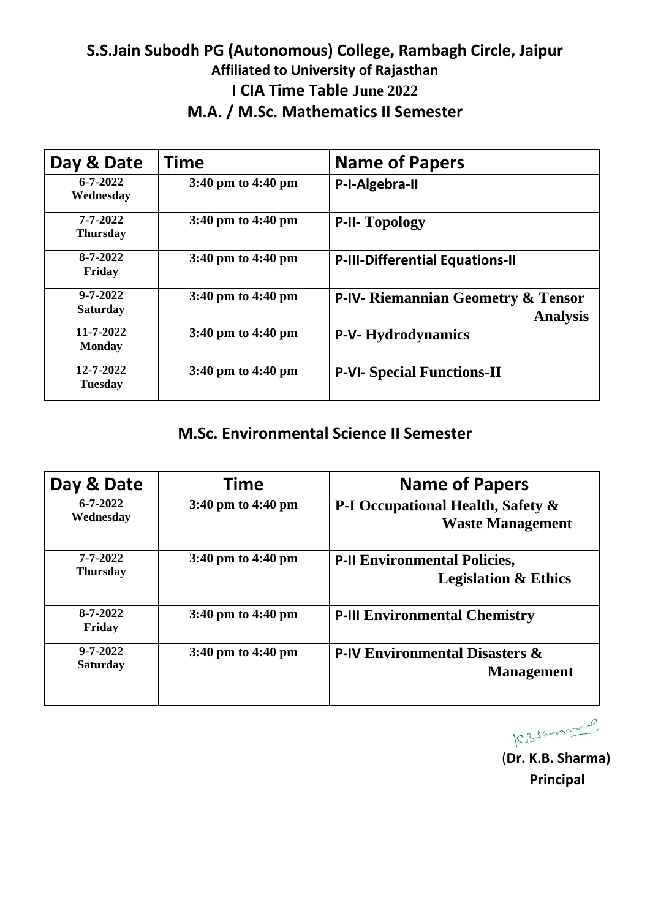# S.S.Jain Subodh PG (Autonomous) College, Rambagh Circle, Jaipur

### Affiliated to University of Rajasthan

## I CIA Time Table June 2022

## M.A. / M.Sc. Mathematics II Semester

| Day & Date | Time | Name of Papers |
|---|---|---|
| 6-7-2022 Wednesday | 3:40 pm to 4:40 pm | P-I-Algebra-II |
| 7-7-2022 Thursday | 3:40 pm to 4:40 pm | P-II- Topology |
| 8-7-2022 Friday | 3:40 pm to 4:40 pm | P-III-Differential Equations-II |
| 9-7-2022 Saturday | 3:40 pm to 4:40 pm | P-IV- Riemannian Geometry & Tensor Analysis |
| 11-7-2022 Monday | 3:40 pm to 4:40 pm | P-V- Hydrodynamics |
| 12-7-2022 Tuesday | 3:40 pm to 4:40 pm | P-VI- Special Functions-II |

## M.Sc. Environmental Science II Semester

| Day & Date | Time | Name of Papers |
|---|---|---|
| 6-7-2022 Wednesday | 3:40 pm to 4:40 pm | P-I Occupational Health, Safety & Waste Management |
| 7-7-2022 Thursday | 3:40 pm to 4:40 pm | P-II Environmental Policies, Legislation & Ethics |
| 8-7-2022 Friday | 3:40 pm to 4:40 pm | P-III Environmental Chemistry |
| 9-7-2022 Saturday | 3:40 pm to 4:40 pm | P-IV Environmental Disasters & Management |

(**Dr. K.B. Sharma**)
**Principal**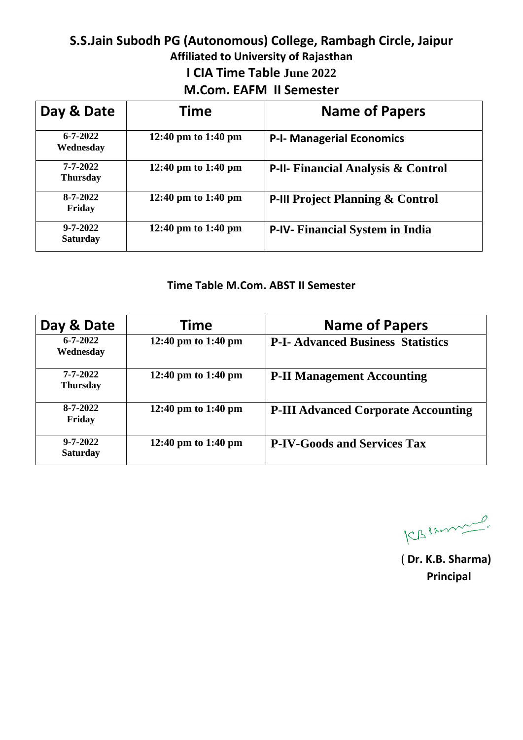# S.S.Jain Subodh PG (Autonomous) College, Rambagh Circle, Jaipur

**Affiliated to University of Rajasthan**

**I CIA Time Table June 2022**

**M.Com. EAFM II Semester**

| Day & Date | Time | Name of Papers |
|---|---|---|
| 6-7-2022 Wednesday | 12:40 pm to 1:40 pm | P-I- Managerial Economics |
| 7-7-2022 Thursday | 12:40 pm to 1:40 pm | P-II- Financial Analysis & Control |
| 8-7-2022 Friday | 12:40 pm to 1:40 pm | P-III Project Planning & Control |
| 9-7-2022 Saturday | 12:40 pm to 1:40 pm | P-IV- Financial System in India |

**Time Table M.Com. ABST II Semester**

| Day & Date | Time | Name of Papers |
|---|---|---|
| 6-7-2022 Wednesday | 12:40 pm to 1:40 pm | P-I- Advanced Business Statistics |
| 7-7-2022 Thursday | 12:40 pm to 1:40 pm | P-II Management Accounting |
| 8-7-2022 Friday | 12:40 pm to 1:40 pm | P-III Advanced Corporate Accounting |
| 9-7-2022 Saturday | 12:40 pm to 1:40 pm | P-IV-Goods and Services Tax |

KB Sharma

**( Dr. K.B. Sharma)**

**Principal**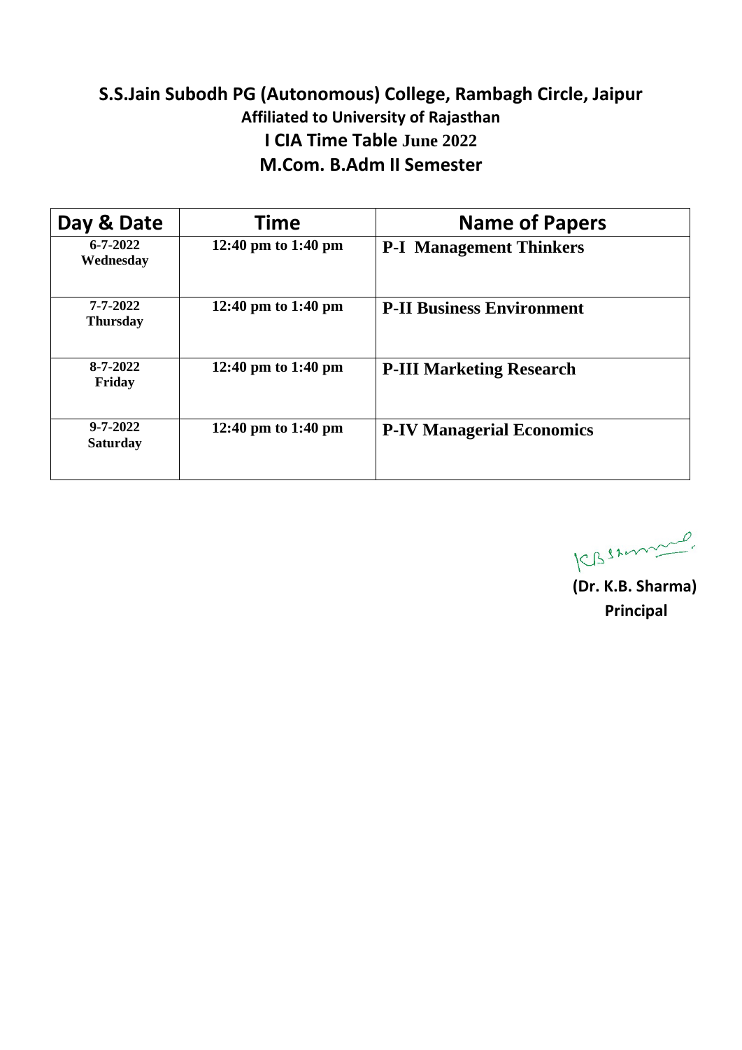# S.S.Jain Subodh PG (Autonomous) College, Rambagh Circle, Jaipur

## Affiliated to University of Rajasthan

## I CIA Time Table June 2022

## M.Com. B.Adm II Semester

| Day & Date | Time | Name of Papers |
|---|---|---|
| **6-7-2022 Wednesday** | **12:40 pm to 1:40 pm** | **P-I Management Thinkers** |
| **7-7-2022 Thursday** | **12:40 pm to 1:40 pm** | **P-II Business Environment** |
| **8-7-2022 Friday** | **12:40 pm to 1:40 pm** | **P-III Marketing Research** |
| **9-7-2022 Saturday** | **12:40 pm to 1:40 pm** | **P-IV Managerial Economics** |

KBSharma

**(Dr. K.B. Sharma)**
**Principal**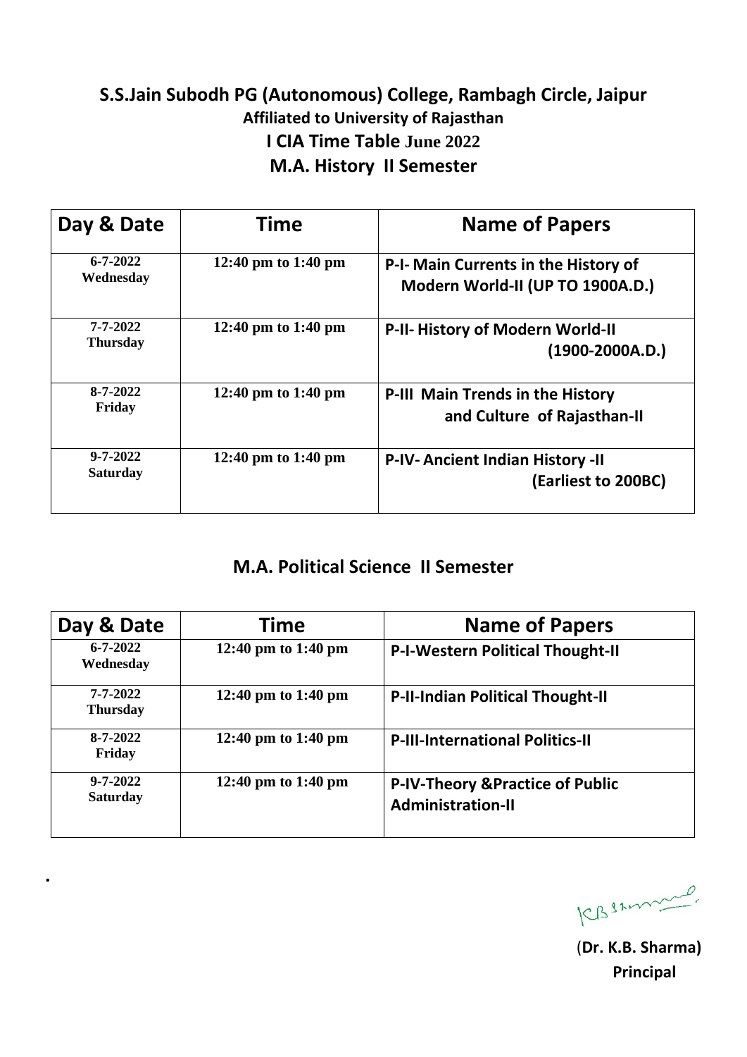# S.S.Jain Subodh PG (Autonomous) College, Rambagh Circle, Jaipur

### Affiliated to University of Rajasthan

## I CIA Time Table June 2022

## M.A. History II Semester

| Day & Date | Time | Name of Papers |
|---|---|---|
| 6-7-2022 Wednesday | 12:40 pm to 1:40 pm | P-I- Main Currents in the History of Modern World-II (UP TO 1900A.D.) |
| 7-7-2022 Thursday | 12:40 pm to 1:40 pm | P-II- History of Modern World-II (1900-2000A.D.) |
| 8-7-2022 Friday | 12:40 pm to 1:40 pm | P-III Main Trends in the History and Culture of Rajasthan-II |
| 9-7-2022 Saturday | 12:40 pm to 1:40 pm | P-IV- Ancient Indian History -II (Earliest to 200BC) |

## M.A. Political Science II Semester

| Day & Date | Time | Name of Papers |
|---|---|---|
| 6-7-2022 Wednesday | 12:40 pm to 1:40 pm | P-I-Western Political Thought-II |
| 7-7-2022 Thursday | 12:40 pm to 1:40 pm | P-II-Indian Political Thought-II |
| 8-7-2022 Friday | 12:40 pm to 1:40 pm | P-III-International Politics-II |
| 9-7-2022 Saturday | 12:40 pm to 1:40 pm | P-IV-Theory &Practice of Public Administration-II |

(**Dr. K.B. Sharma**)
**Principal**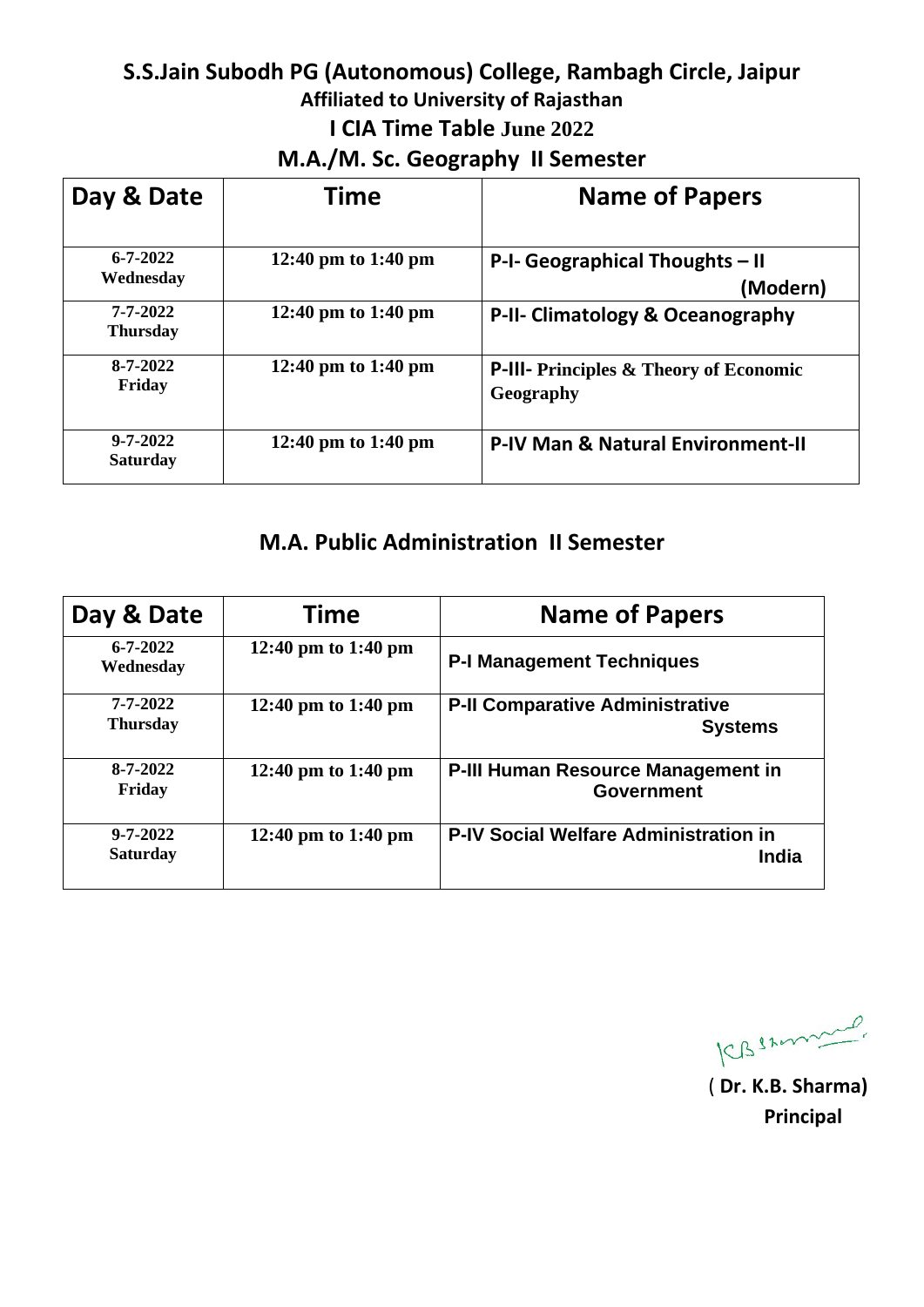# S.S.Jain Subodh PG (Autonomous) College, Rambagh Circle, Jaipur

**Affiliated to University of Rajasthan**

**I CIA Time Table June 2022**

## M.A./M. Sc. Geography II Semester

| Day & Date | Time | Name of Papers |
|---|---|---|
| 6-7-2022 Wednesday | 12:40 pm to 1:40 pm | P-I- Geographical Thoughts – II (Modern) |
| 7-7-2022 Thursday | 12:40 pm to 1:40 pm | P-II- Climatology & Oceanography |
| 8-7-2022 Friday | 12:40 pm to 1:40 pm | P-III- Principles & Theory of Economic Geography |
| 9-7-2022 Saturday | 12:40 pm to 1:40 pm | P-IV Man & Natural Environment-II |

## M.A. Public Administration II Semester

| Day & Date | Time | Name of Papers |
|---|---|---|
| 6-7-2022 Wednesday | 12:40 pm to 1:40 pm | P-I Management Techniques |
| 7-7-2022 Thursday | 12:40 pm to 1:40 pm | P-II Comparative Administrative Systems |
| 8-7-2022 Friday | 12:40 pm to 1:40 pm | P-III Human Resource Management in Government |
| 9-7-2022 Saturday | 12:40 pm to 1:40 pm | P-IV Social Welfare Administration in India |

KBSharma

**( Dr. K.B. Sharma)**

**Principal**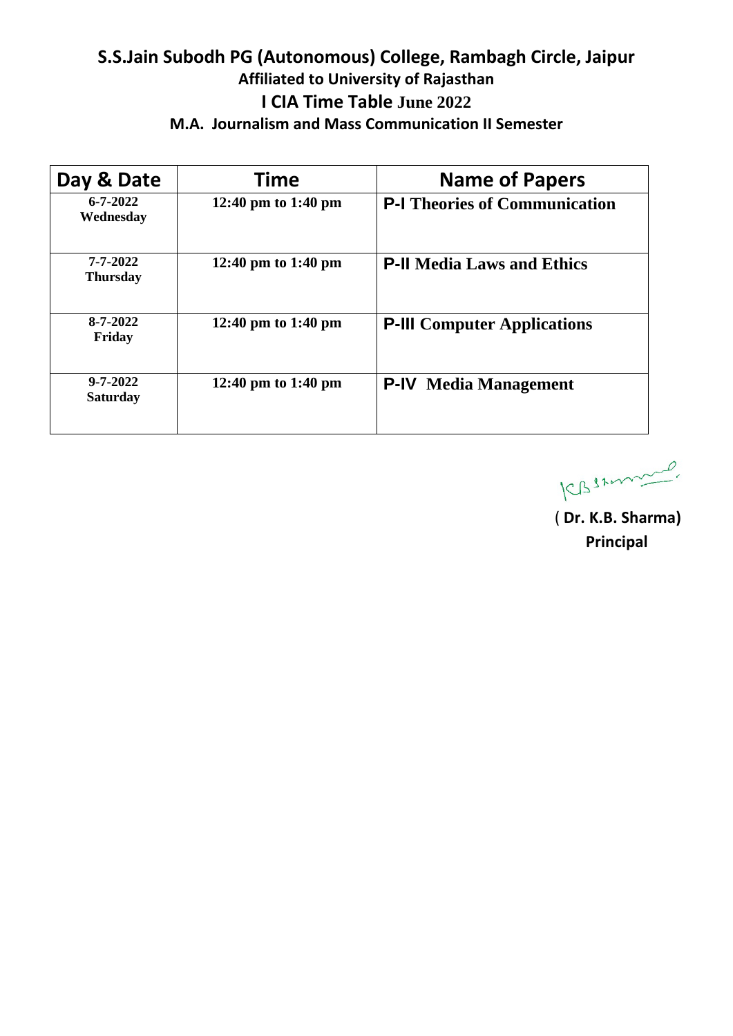# S.S.Jain Subodh PG (Autonomous) College, Rambagh Circle, Jaipur

### Affiliated to University of Rajasthan

## I CIA Time Table June 2022

### M.A. Journalism and Mass Communication II Semester

| Day & Date | Time | Name of Papers |
|---|---|---|
| **6-7-2022 Wednesday** | **12:40 pm to 1:40 pm** | **P-I Theories of Communication** |
| **7-7-2022 Thursday** | **12:40 pm to 1:40 pm** | **P-II Media Laws and Ethics** |
| **8-7-2022 Friday** | **12:40 pm to 1:40 pm** | **P-III Computer Applications** |
| **9-7-2022 Saturday** | **12:40 pm to 1:40 pm** | **P-IV Media Management** |

KB Sharma

**( Dr. K.B. Sharma)**
**Principal**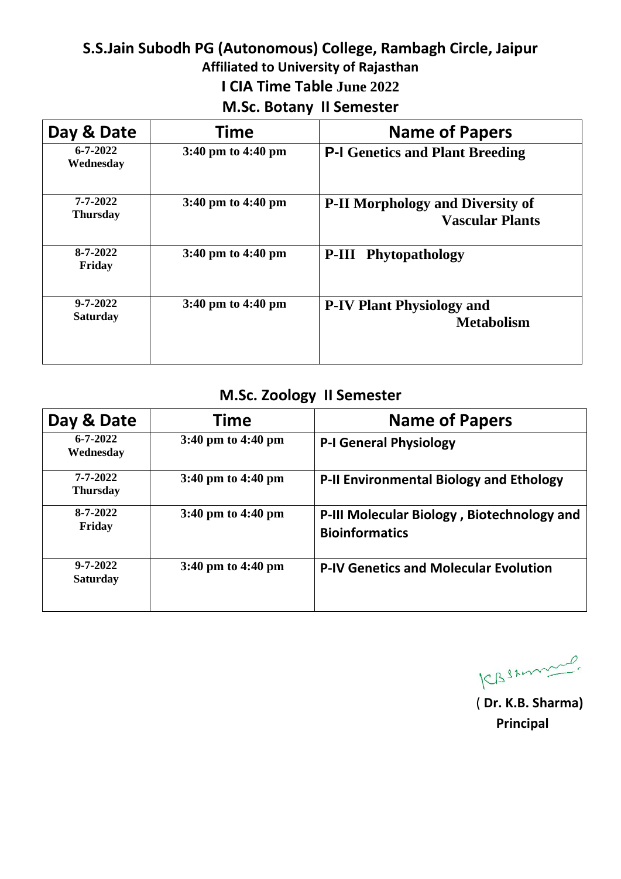# S.S.Jain Subodh PG (Autonomous) College, Rambagh Circle, Jaipur

**Affiliated to University of Rajasthan**

**I CIA Time Table June 2022**

## M.Sc. Botany II Semester

| Day & Date | Time | Name of Papers |
|---|---|---|
| 6-7-2022 Wednesday | 3:40 pm to 4:40 pm | P-I Genetics and Plant Breeding |
| 7-7-2022 Thursday | 3:40 pm to 4:40 pm | P-II Morphology and Diversity of Vascular Plants |
| 8-7-2022 Friday | 3:40 pm to 4:40 pm | P-III Phytopathology |
| 9-7-2022 Saturday | 3:40 pm to 4:40 pm | P-IV Plant Physiology and Metabolism |

## M.Sc. Zoology II Semester

| Day & Date | Time | Name of Papers |
|---|---|---|
| 6-7-2022 Wednesday | 3:40 pm to 4:40 pm | P-I General Physiology |
| 7-7-2022 Thursday | 3:40 pm to 4:40 pm | P-II Environmental Biology and Ethology |
| 8-7-2022 Friday | 3:40 pm to 4:40 pm | P-III Molecular Biology , Biotechnology and Bioinformatics |
| 9-7-2022 Saturday | 3:40 pm to 4:40 pm | P-IV Genetics and Molecular Evolution |

KBSharma

**( Dr. K.B. Sharma)**

**Principal**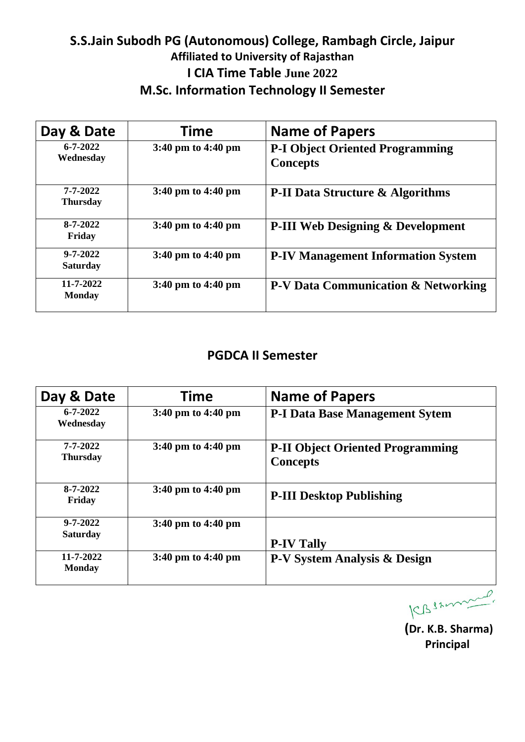# S.S.Jain Subodh PG (Autonomous) College, Rambagh Circle, Jaipur

### Affiliated to University of Rajasthan

## I CIA Time Table June 2022

## M.Sc. Information Technology II Semester

| Day & Date | Time | Name of Papers |
|---|---|---|
| 6-7-2022 Wednesday | 3:40 pm to 4:40 pm | P-I Object Oriented Programming Concepts |
| 7-7-2022 Thursday | 3:40 pm to 4:40 pm | P-II Data Structure & Algorithms |
| 8-7-2022 Friday | 3:40 pm to 4:40 pm | P-III Web Designing & Development |
| 9-7-2022 Saturday | 3:40 pm to 4:40 pm | P-IV Management Information System |
| 11-7-2022 Monday | 3:40 pm to 4:40 pm | P-V Data Communication & Networking |

## PGDCA II Semester

| Day & Date | Time | Name of Papers |
|---|---|---|
| 6-7-2022 Wednesday | 3:40 pm to 4:40 pm | P-I Data Base Management Sytem |
| 7-7-2022 Thursday | 3:40 pm to 4:40 pm | P-II Object Oriented Programming Concepts |
| 8-7-2022 Friday | 3:40 pm to 4:40 pm | P-III Desktop Publishing |
| 9-7-2022 Saturday | 3:40 pm to 4:40 pm | P-IV Tally |
| 11-7-2022 Monday | 3:40 pm to 4:40 pm | P-V System Analysis & Design |

**(Dr. K.B. Sharma)**
**Principal**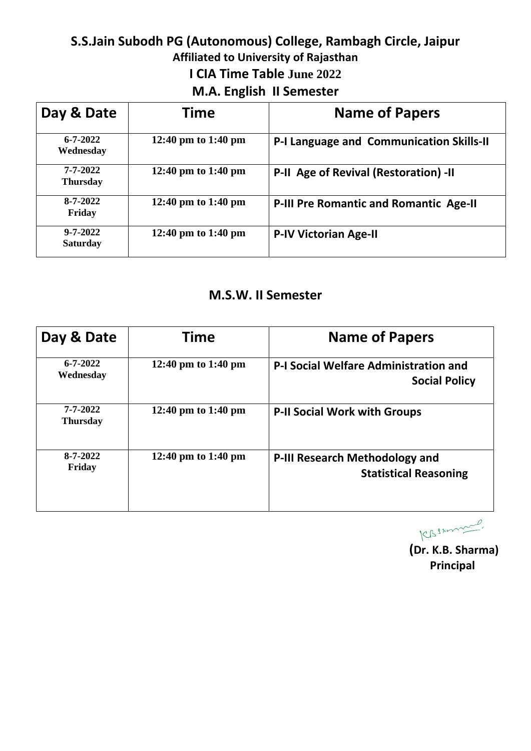# S.S.Jain Subodh PG (Autonomous) College, Rambagh Circle, Jaipur

**Affiliated to University of Rajasthan**

## I CIA Time Table June 2022

## M.A. English II Semester

| Day & Date | Time | Name of Papers |
|---|---|---|
| 6-7-2022 Wednesday | 12:40 pm to 1:40 pm | P-I Language and Communication Skills-II |
| 7-7-2022 Thursday | 12:40 pm to 1:40 pm | P-II Age of Revival (Restoration) -II |
| 8-7-2022 Friday | 12:40 pm to 1:40 pm | P-III Pre Romantic and Romantic Age-II |
| 9-7-2022 Saturday | 12:40 pm to 1:40 pm | P-IV Victorian Age-II |

## M.S.W. II Semester

| Day & Date | Time | Name of Papers |
|---|---|---|
| 6-7-2022 Wednesday | 12:40 pm to 1:40 pm | P-I Social Welfare Administration and Social Policy |
| 7-7-2022 Thursday | 12:40 pm to 1:40 pm | P-II Social Work with Groups |
| 8-7-2022 Friday | 12:40 pm to 1:40 pm | P-III Research Methodology and Statistical Reasoning |

**(Dr. K.B. Sharma)**
**Principal**